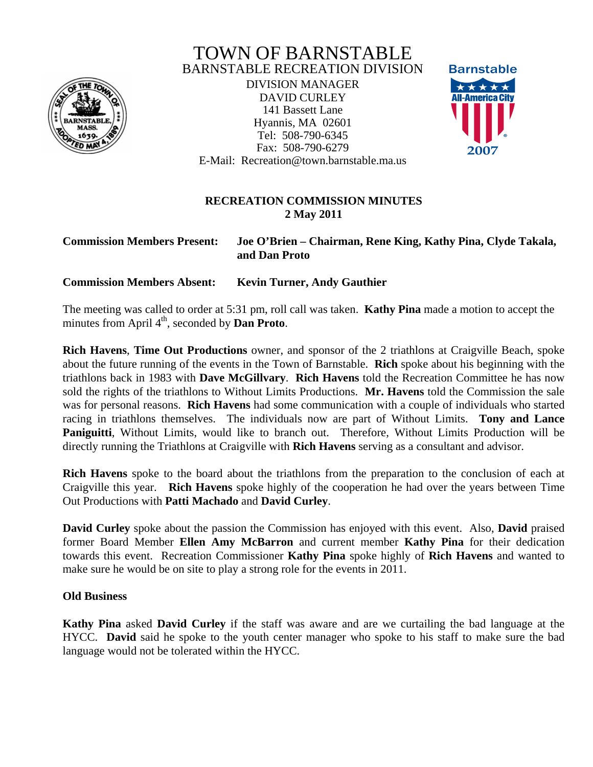# TOWN OF BARNSTABLE

## BARNSTABLE RECREATION DIVISION

DIVISION MANAGER
DAVID CURLEY
141 Bassett Lane
Hyannis, MA 02601
Tel: 508-790-6345
Fax: 508-790-6279
E-Mail: Recreation@town.barnstable.ma.us

Barnstable All-America City 2007

### RECREATION COMMISSION MINUTES
### 2 May 2011

**Commission Members Present:** **Joe O'Brien – Chairman, Rene King, Kathy Pina, Clyde Takala, and Dan Proto**

**Commission Members Absent:** **Kevin Turner, Andy Gauthier**

The meeting was called to order at 5:31 pm, roll call was taken. **Kathy Pina** made a motion to accept the minutes from April 4th, seconded by **Dan Proto**.

**Rich Havens**, **Time Out Productions** owner, and sponsor of the 2 triathlons at Craigville Beach, spoke about the future running of the events in the Town of Barnstable. **Rich** spoke about his beginning with the triathlons back in 1983 with **Dave McGillvary**. **Rich Havens** told the Recreation Committee he has now sold the rights of the triathlons to Without Limits Productions. **Mr. Havens** told the Commission the sale was for personal reasons. **Rich Havens** had some communication with a couple of individuals who started racing in triathlons themselves. The individuals now are part of Without Limits. **Tony and Lance Paniguitti**, Without Limits, would like to branch out. Therefore, Without Limits Production will be directly running the Triathlons at Craigville with **Rich Havens** serving as a consultant and advisor.

**Rich Havens** spoke to the board about the triathlons from the preparation to the conclusion of each at Craigville this year. **Rich Havens** spoke highly of the cooperation he had over the years between Time Out Productions with **Patti Machado** and **David Curley**.

**David Curley** spoke about the passion the Commission has enjoyed with this event. Also, **David** praised former Board Member **Ellen Amy McBarron** and current member **Kathy Pina** for their dedication towards this event. Recreation Commissioner **Kathy Pina** spoke highly of **Rich Havens** and wanted to make sure he would be on site to play a strong role for the events in 2011.

**Old Business**

**Kathy Pina** asked **David Curley** if the staff was aware and are we curtailing the bad language at the HYCC. **David** said he spoke to the youth center manager who spoke to his staff to make sure the bad language would not be tolerated within the HYCC.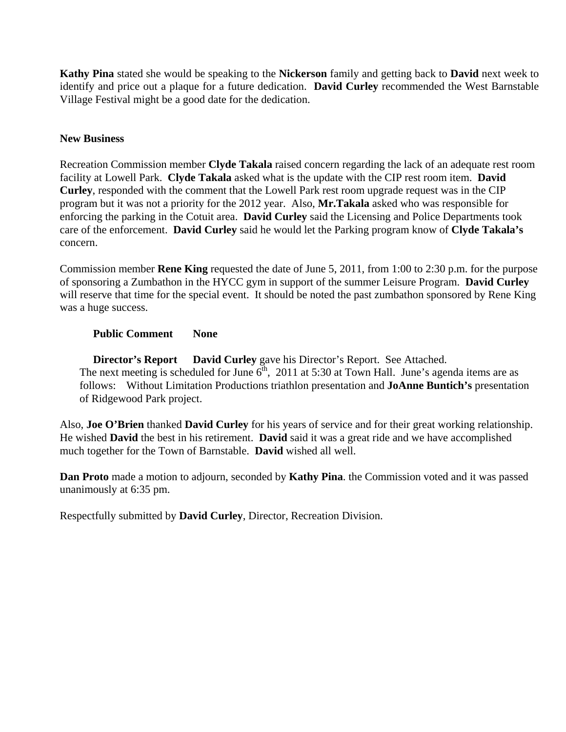**Kathy Pina** stated she would be speaking to the **Nickerson** family and getting back to **David** next week to identify and price out a plaque for a future dedication. **David Curley** recommended the West Barnstable Village Festival might be a good date for the dedication.

**New Business**

Recreation Commission member **Clyde Takala** raised concern regarding the lack of an adequate rest room facility at Lowell Park. **Clyde Takala** asked what is the update with the CIP rest room item. **David Curley**, responded with the comment that the Lowell Park rest room upgrade request was in the CIP program but it was not a priority for the 2012 year. Also, **Mr.Takala** asked who was responsible for enforcing the parking in the Cotuit area. **David Curley** said the Licensing and Police Departments took care of the enforcement. **David Curley** said he would let the Parking program know of **Clyde Takala's** concern.

Commission member **Rene King** requested the date of June 5, 2011, from 1:00 to 2:30 p.m. for the purpose of sponsoring a Zumbathon in the HYCC gym in support of the summer Leisure Program. **David Curley** will reserve that time for the special event. It should be noted the past zumbathon sponsored by Rene King was a huge success.

**Public Comment None**

**Director's Report** **David Curley** gave his Director's Report. See Attached.
The next meeting is scheduled for June 6th, 2011 at 5:30 at Town Hall. June's agenda items are as follows: Without Limitation Productions triathlon presentation and **JoAnne Buntich's** presentation of Ridgewood Park project.

Also, **Joe O'Brien** thanked **David Curley** for his years of service and for their great working relationship. He wished **David** the best in his retirement. **David** said it was a great ride and we have accomplished much together for the Town of Barnstable. **David** wished all well.

**Dan Proto** made a motion to adjourn, seconded by **Kathy Pina**. the Commission voted and it was passed unanimously at 6:35 pm.

Respectfully submitted by **David Curley**, Director, Recreation Division.